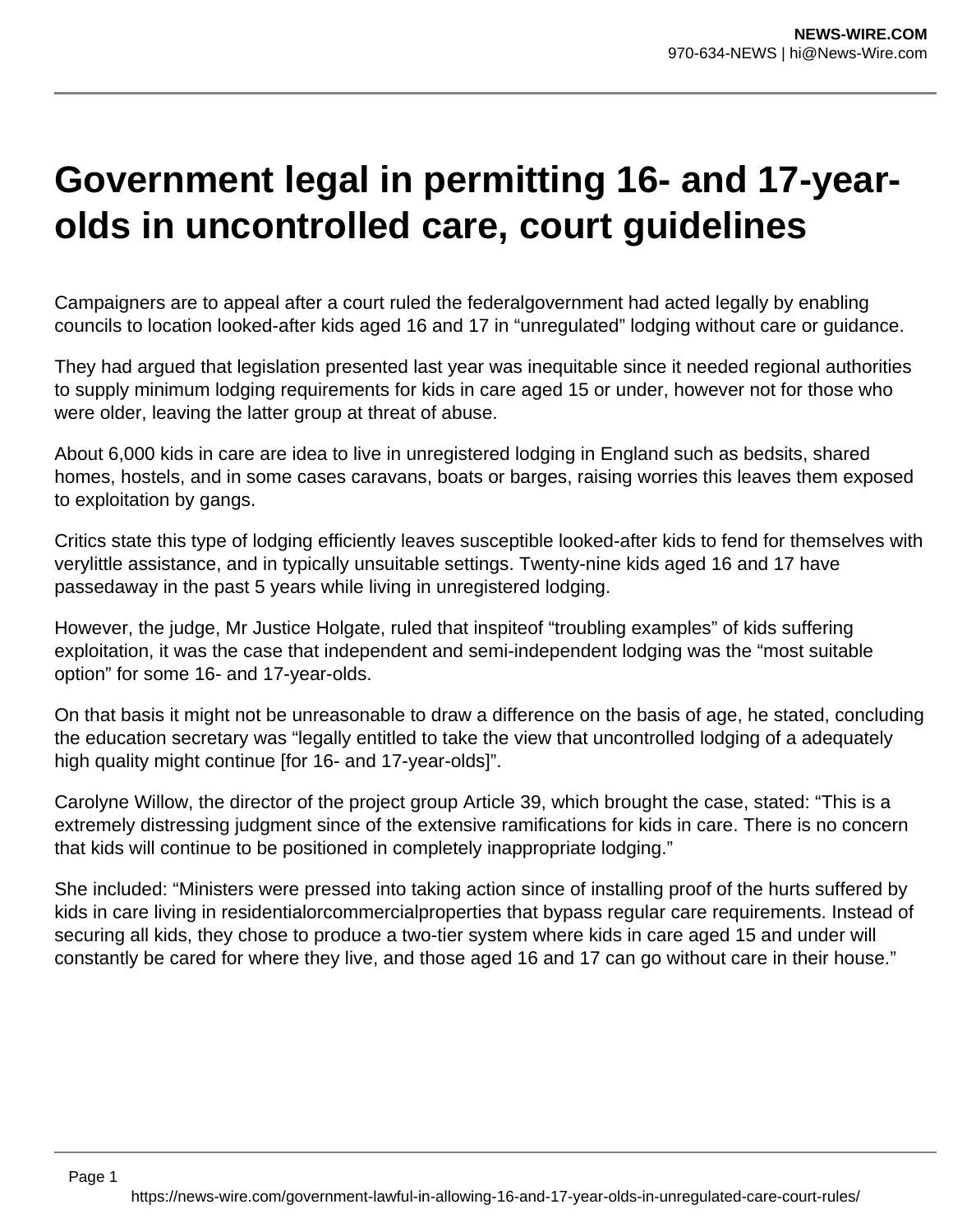# Government legal in permitting 16- and 17-year-olds in uncontrolled care, court guidelines

Campaigners are to appeal after a court ruled the federalgovernment had acted legally by enabling councils to location looked-after kids aged 16 and 17 in “unregulated” lodging without care or guidance.

They had argued that legislation presented last year was inequitable since it needed regional authorities to supply minimum lodging requirements for kids in care aged 15 or under, however not for those who were older, leaving the latter group at threat of abuse.

About 6,000 kids in care are idea to live in unregistered lodging in England such as bedsits, shared homes, hostels, and in some cases caravans, boats or barges, raising worries this leaves them exposed to exploitation by gangs.

Critics state this type of lodging efficiently leaves susceptible looked-after kids to fend for themselves with verylittle assistance, and in typically unsuitable settings. Twenty-nine kids aged 16 and 17 have passedaway in the past 5 years while living in unregistered lodging.

However, the judge, Mr Justice Holgate, ruled that inspiteof “troubling examples” of kids suffering exploitation, it was the case that independent and semi-independent lodging was the “most suitable option” for some 16- and 17-year-olds.

On that basis it might not be unreasonable to draw a difference on the basis of age, he stated, concluding the education secretary was “legally entitled to take the view that uncontrolled lodging of a adequately high quality might continue [for 16- and 17-year-olds]”.

Carolyne Willow, the director of the project group Article 39, which brought the case, stated: “This is a extremely distressing judgment since of the extensive ramifications for kids in care. There is no concern that kids will continue to be positioned in completely inappropriate lodging.”

She included: “Ministers were pressed into taking action since of installing proof of the hurts suffered by kids in care living in residentialorcommercialproperties that bypass regular care requirements. Instead of securing all kids, they chose to produce a two-tier system where kids in care aged 15 and under will constantly be cared for where they live, and those aged 16 and 17 can go without care in their house.”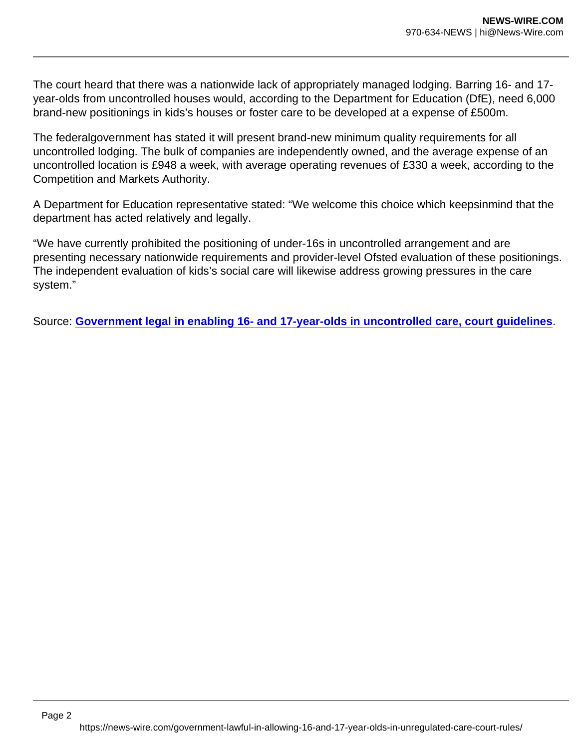The court heard that there was a nationwide lack of appropriately managed lodging. Barring 16- and 17-year-olds from uncontrolled houses would, according to the Department for Education (DfE), need 6,000 brand-new positionings in kids's houses or foster care to be developed at a expense of £500m.

The federalgovernment has stated it will present brand-new minimum quality requirements for all uncontrolled lodging. The bulk of companies are independently owned, and the average expense of an uncontrolled location is £948 a week, with average operating revenues of £330 a week, according to the Competition and Markets Authority.

A Department for Education representative stated: "We welcome this choice which keepsinmind that the department has acted relatively and legally.

"We have currently prohibited the positioning of under-16s in uncontrolled arrangement and are presenting necessary nationwide requirements and provider-level Ofsted evaluation of these positionings. The independent evaluation of kids's social care will likewise address growing pressures in the care system."

Source: **Government legal in enabling 16- and 17-year-olds in uncontrolled care, court guidelines**.